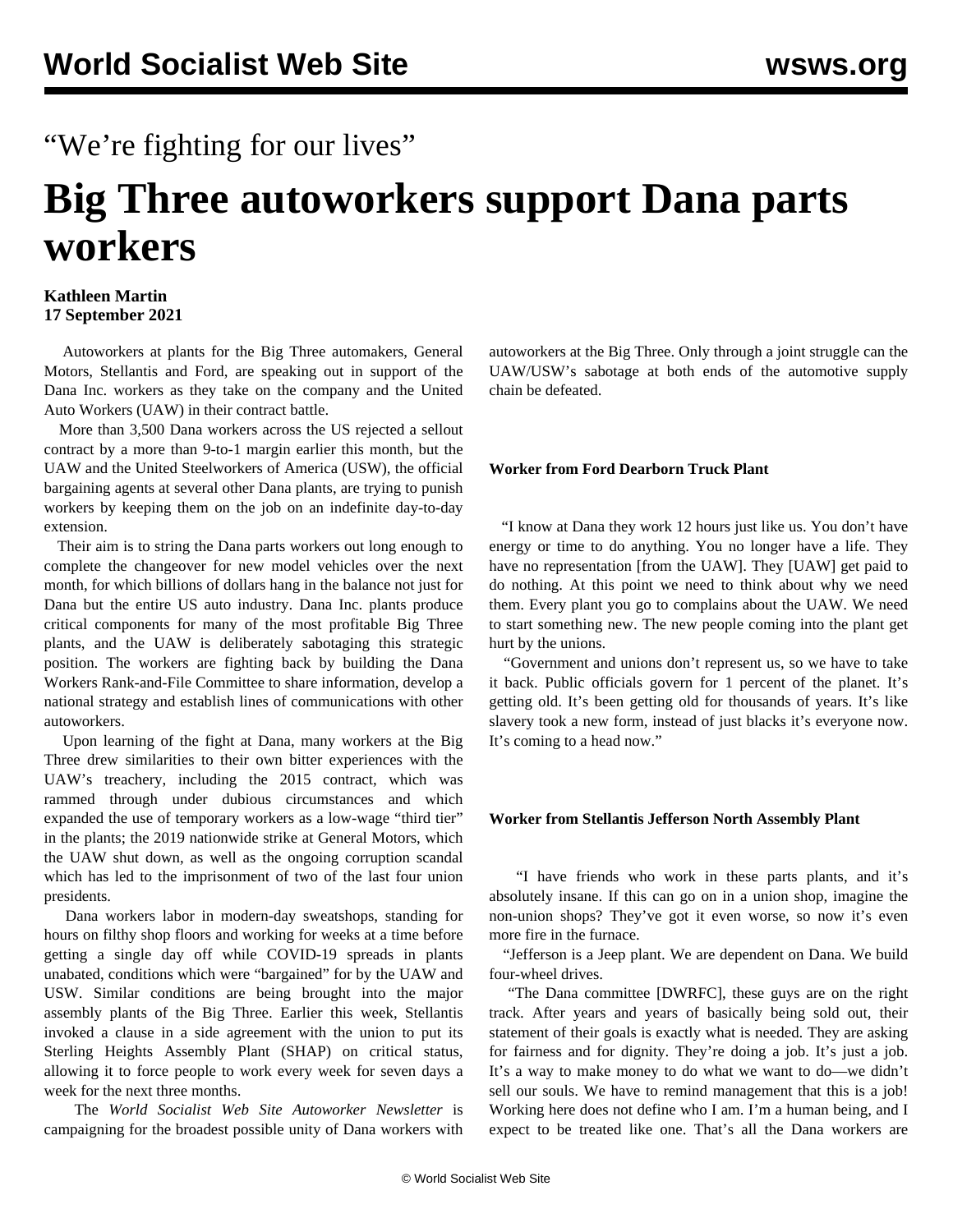“We’re fighting for our lives”

# Big Three autoworkers support Dana parts workers

**Kathleen Martin**
**17 September 2021**

Autoworkers at plants for the Big Three automakers, General Motors, Stellantis and Ford, are speaking out in support of the Dana Inc. workers as they take on the company and the United Auto Workers (UAW) in their contract battle.

More than 3,500 Dana workers across the US rejected a sellout contract by a more than 9-to-1 margin earlier this month, but the UAW and the United Steelworkers of America (USW), the official bargaining agents at several other Dana plants, are trying to punish workers by keeping them on the job on an indefinite day-to-day extension.

Their aim is to string the Dana parts workers out long enough to complete the changeover for new model vehicles over the next month, for which billions of dollars hang in the balance not just for Dana but the entire US auto industry. Dana Inc. plants produce critical components for many of the most profitable Big Three plants, and the UAW is deliberately sabotaging this strategic position. The workers are fighting back by building the Dana Workers Rank-and-File Committee to share information, develop a national strategy and establish lines of communications with other autoworkers.

Upon learning of the fight at Dana, many workers at the Big Three drew similarities to their own bitter experiences with the UAW’s treachery, including the 2015 contract, which was rammed through under dubious circumstances and which expanded the use of temporary workers as a low-wage “third tier” in the plants; the 2019 nationwide strike at General Motors, which the UAW shut down, as well as the ongoing corruption scandal which has led to the imprisonment of two of the last four union presidents.

Dana workers labor in modern-day sweatshops, standing for hours on filthy shop floors and working for weeks at a time before getting a single day off while COVID-19 spreads in plants unabated, conditions which were “bargained” for by the UAW and USW. Similar conditions are being brought into the major assembly plants of the Big Three. Earlier this week, Stellantis invoked a clause in a side agreement with the union to put its Sterling Heights Assembly Plant (SHAP) on critical status, allowing it to force people to work every week for seven days a week for the next three months.

The *World Socialist Web Site Autoworker Newsletter* is campaigning for the broadest possible unity of Dana workers with autoworkers at the Big Three. Only through a joint struggle can the UAW/USW’s sabotage at both ends of the automotive supply chain be defeated.

**Worker from Ford Dearborn Truck Plant**

“I know at Dana they work 12 hours just like us. You don’t have energy or time to do anything. You no longer have a life. They have no representation [from the UAW]. They [UAW] get paid to do nothing. At this point we need to think about why we need them. Every plant you go to complains about the UAW. We need to start something new. The new people coming into the plant get hurt by the unions.

“Government and unions don’t represent us, so we have to take it back. Public officials govern for 1 percent of the planet. It’s getting old. It’s been getting old for thousands of years. It’s like slavery took a new form, instead of just blacks it’s everyone now. It’s coming to a head now.”

**Worker from Stellantis Jefferson North Assembly Plant**

“I have friends who work in these parts plants, and it’s absolutely insane. If this can go on in a union shop, imagine the non-union shops? They’ve got it even worse, so now it’s even more fire in the furnace.

“Jefferson is a Jeep plant. We are dependent on Dana. We build four-wheel drives.

“The Dana committee [DWRFC], these guys are on the right track. After years and years of basically being sold out, their statement of their goals is exactly what is needed. They are asking for fairness and for dignity. They’re doing a job. It’s just a job. It’s a way to make money to do what we want to do—we didn’t sell our souls. We have to remind management that this is a job! Working here does not define who I am. I’m a human being, and I expect to be treated like one. That’s all the Dana workers are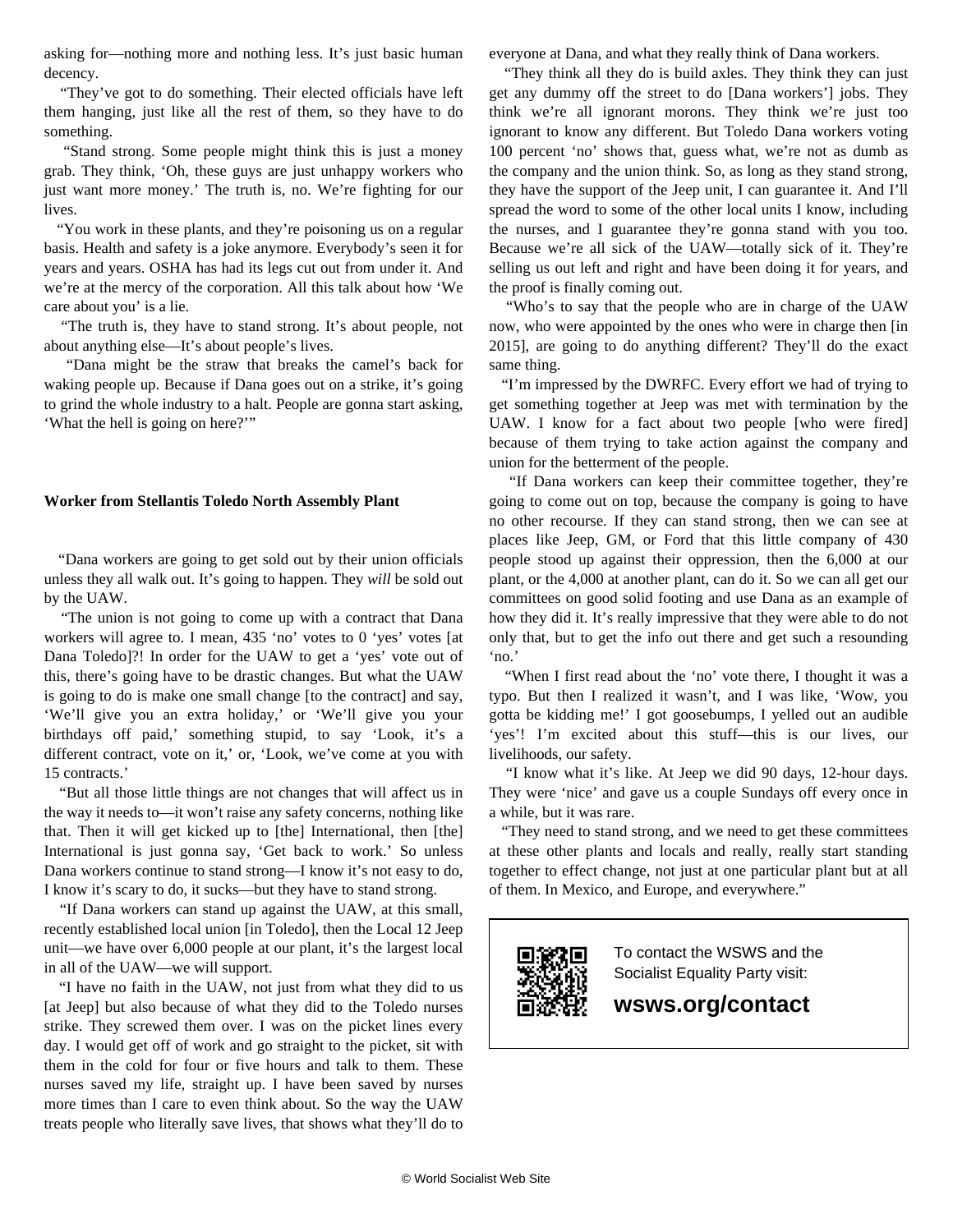asking for—nothing more and nothing less. It's just basic human decency.

"They've got to do something. Their elected officials have left them hanging, just like all the rest of them, so they have to do something.

"Stand strong. Some people might think this is just a money grab. They think, 'Oh, these guys are just unhappy workers who just want more money.' The truth is, no. We're fighting for our lives.

"You work in these plants, and they're poisoning us on a regular basis. Health and safety is a joke anymore. Everybody's seen it for years and years. OSHA has had its legs cut out from under it. And we're at the mercy of the corporation. All this talk about how 'We care about you' is a lie.

"The truth is, they have to stand strong. It's about people, not about anything else—It's about people's lives.

"Dana might be the straw that breaks the camel's back for waking people up. Because if Dana goes out on a strike, it's going to grind the whole industry to a halt. People are gonna start asking, 'What the hell is going on here?'"

**Worker from Stellantis Toledo North Assembly Plant**

"Dana workers are going to get sold out by their union officials unless they all walk out. It's going to happen. They *will* be sold out by the UAW.

"The union is not going to come up with a contract that Dana workers will agree to. I mean, 435 'no' votes to 0 'yes' votes [at Dana Toledo]?! In order for the UAW to get a 'yes' vote out of this, there's going have to be drastic changes. But what the UAW is going to do is make one small change [to the contract] and say, 'We'll give you an extra holiday,' or 'We'll give you your birthdays off paid,' something stupid, to say 'Look, it's a different contract, vote on it,' or, 'Look, we've come at you with 15 contracts.'

"But all those little things are not changes that will affect us in the way it needs to—it won't raise any safety concerns, nothing like that. Then it will get kicked up to [the] International, then [the] International is just gonna say, 'Get back to work.' So unless Dana workers continue to stand strong—I know it's not easy to do, I know it's scary to do, it sucks—but they have to stand strong.

"If Dana workers can stand up against the UAW, at this small, recently established local union [in Toledo], then the Local 12 Jeep unit—we have over 6,000 people at our plant, it's the largest local in all of the UAW—we will support.

"I have no faith in the UAW, not just from what they did to us [at Jeep] but also because of what they did to the Toledo nurses strike. They screwed them over. I was on the picket lines every day. I would get off of work and go straight to the picket, sit with them in the cold for four or five hours and talk to them. These nurses saved my life, straight up. I have been saved by nurses more times than I care to even think about. So the way the UAW treats people who literally save lives, that shows what they'll do to everyone at Dana, and what they really think of Dana workers.

"They think all they do is build axles. They think they can just get any dummy off the street to do [Dana workers'] jobs. They think we're all ignorant morons. They think we're just too ignorant to know any different. But Toledo Dana workers voting 100 percent 'no' shows that, guess what, we're not as dumb as the company and the union think. So, as long as they stand strong, they have the support of the Jeep unit, I can guarantee it. And I'll spread the word to some of the other local units I know, including the nurses, and I guarantee they're gonna stand with you too. Because we're all sick of the UAW—totally sick of it. They're selling us out left and right and have been doing it for years, and the proof is finally coming out.

"Who's to say that the people who are in charge of the UAW now, who were appointed by the ones who were in charge then [in 2015], are going to do anything different? They'll do the exact same thing.

"I'm impressed by the DWRFC. Every effort we had of trying to get something together at Jeep was met with termination by the UAW. I know for a fact about two people [who were fired] because of them trying to take action against the company and union for the betterment of the people.

"If Dana workers can keep their committee together, they're going to come out on top, because the company is going to have no other recourse. If they can stand strong, then we can see at places like Jeep, GM, or Ford that this little company of 430 people stood up against their oppression, then the 6,000 at our plant, or the 4,000 at another plant, can do it. So we can all get our committees on good solid footing and use Dana as an example of how they did it. It's really impressive that they were able to do not only that, but to get the info out there and get such a resounding 'no.'

"When I first read about the 'no' vote there, I thought it was a typo. But then I realized it wasn't, and I was like, 'Wow, you gotta be kidding me!' I got goosebumps, I yelled out an audible 'yes'! I'm excited about this stuff—this is our lives, our livelihoods, our safety.

"I know what it's like. At Jeep we did 90 days, 12-hour days. They were 'nice' and gave us a couple Sundays off every once in a while, but it was rare.

"They need to stand strong, and we need to get these committees at these other plants and locals and really, really start standing together to effect change, not just at one particular plant but at all of them. In Mexico, and Europe, and everywhere."

To contact the WSWS and the Socialist Equality Party visit:

**wsws.org/contact**